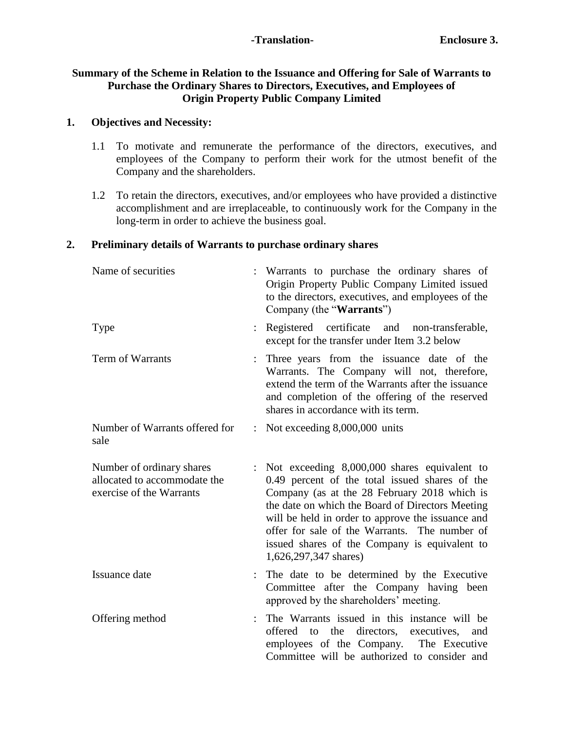**-Translation-** **Enclosure 3.**

## Summary of the Scheme in Relation to the Issuance and Offering for Sale of Warrants to Purchase the Ordinary Shares to Directors, Executives, and Employees of Origin Property Public Company Limited

### 1. Objectives and Necessity:

1.1 To motivate and remunerate the performance of the directors, executives, and employees of the Company to perform their work for the utmost benefit of the Company and the shareholders.

1.2 To retain the directors, executives, and/or employees who have provided a distinctive accomplishment and are irreplaceable, to continuously work for the Company in the long-term in order to achieve the business goal.

### 2. Preliminary details of Warrants to purchase ordinary shares

| | | |
|---|---|---|
| Name of securities | : | Warrants to purchase the ordinary shares of Origin Property Public Company Limited issued to the directors, executives, and employees of the Company (the "**Warrants**") |
| Type | : | Registered certificate and non-transferable, except for the transfer under Item 3.2 below |
| Term of Warrants | : | Three years from the issuance date of the Warrants. The Company will not, therefore, extend the term of the Warrants after the issuance and completion of the offering of the reserved shares in accordance with its term. |
| Number of Warrants offered for sale | : | Not exceeding 8,000,000 units |
| Number of ordinary shares allocated to accommodate the exercise of the Warrants | : | Not exceeding 8,000,000 shares equivalent to 0.49 percent of the total issued shares of the Company (as at the 28 February 2018 which is the date on which the Board of Directors Meeting will be held in order to approve the issuance and offer for sale of the Warrants. The number of issued shares of the Company is equivalent to 1,626,297,347 shares) |
| Issuance date | : | The date to be determined by the Executive Committee after the Company having been approved by the shareholders' meeting. |
| Offering method | : | The Warrants issued in this instance will be offered to the directors, executives, and employees of the Company. The Executive Committee will be authorized to consider and |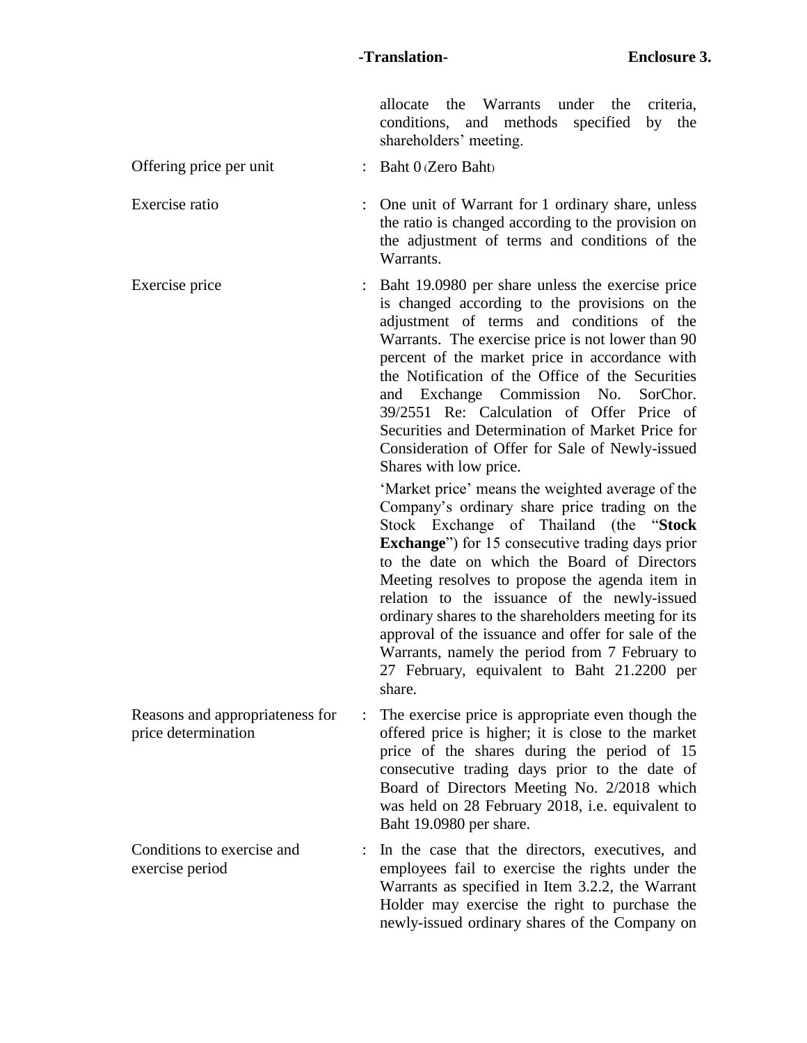allocate the Warrants under the criteria, conditions, and methods specified by the shareholders' meeting.

| | | |
|---|---|---|
| Offering price per unit | : | Baht 0 (Zero Baht) |
| Exercise ratio | : | One unit of Warrant for 1 ordinary share, unless the ratio is changed according to the provision on the adjustment of terms and conditions of the Warrants. |
| Exercise price | : | Baht 19.0980 per share unless the exercise price is changed according to the provisions on the adjustment of terms and conditions of the Warrants. The exercise price is not lower than 90 percent of the market price in accordance with the Notification of the Office of the Securities and Exchange Commission No. SorChor. 39/2551 Re: Calculation of Offer Price of Securities and Determination of Market Price for Consideration of Offer for Sale of Newly-issued Shares with low price.<br><br>'Market price' means the weighted average of the Company's ordinary share price trading on the Stock Exchange of Thailand (the "**Stock Exchange**") for 15 consecutive trading days prior to the date on which the Board of Directors Meeting resolves to propose the agenda item in relation to the issuance of the newly-issued ordinary shares to the shareholders meeting for its approval of the issuance and offer for sale of the Warrants, namely the period from 7 February to 27 February, equivalent to Baht 21.2200 per share. |
| Reasons and appropriateness for price determination | : | The exercise price is appropriate even though the offered price is higher; it is close to the market price of the shares during the period of 15 consecutive trading days prior to the date of Board of Directors Meeting No. 2/2018 which was held on 28 February 2018, i.e. equivalent to Baht 19.0980 per share. |
| Conditions to exercise and exercise period | : | In the case that the directors, executives, and employees fail to exercise the rights under the Warrants as specified in Item 3.2.2, the Warrant Holder may exercise the right to purchase the newly-issued ordinary shares of the Company on |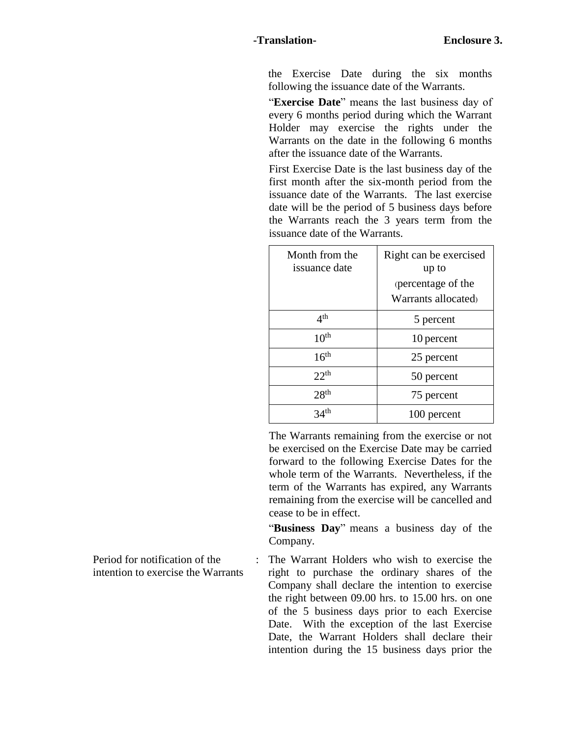the Exercise Date during the six months following the issuance date of the Warrants.

"**Exercise Date**" means the last business day of every 6 months period during which the Warrant Holder may exercise the rights under the Warrants on the date in the following 6 months after the issuance date of the Warrants.

First Exercise Date is the last business day of the first month after the six-month period from the issuance date of the Warrants. The last exercise date will be the period of 5 business days before the Warrants reach the 3 years term from the issuance date of the Warrants.

| Month from the issuance date | Right can be exercised up to (percentage of the Warrants allocated) |
|---|---|
| 4th | 5 percent |
| 10th | 10 percent |
| 16th | 25 percent |
| 22th | 50 percent |
| 28th | 75 percent |
| 34th | 100 percent |

The Warrants remaining from the exercise or not be exercised on the Exercise Date may be carried forward to the following Exercise Dates for the whole term of the Warrants. Nevertheless, if the term of the Warrants has expired, any Warrants remaining from the exercise will be cancelled and cease to be in effect.

"**Business Day**" means a business day of the Company.

Period for notification of the intention to exercise the Warrants : The Warrant Holders who wish to exercise the right to purchase the ordinary shares of the Company shall declare the intention to exercise the right between 09.00 hrs. to 15.00 hrs. on one of the 5 business days prior to each Exercise Date. With the exception of the last Exercise Date, the Warrant Holders shall declare their intention during the 15 business days prior the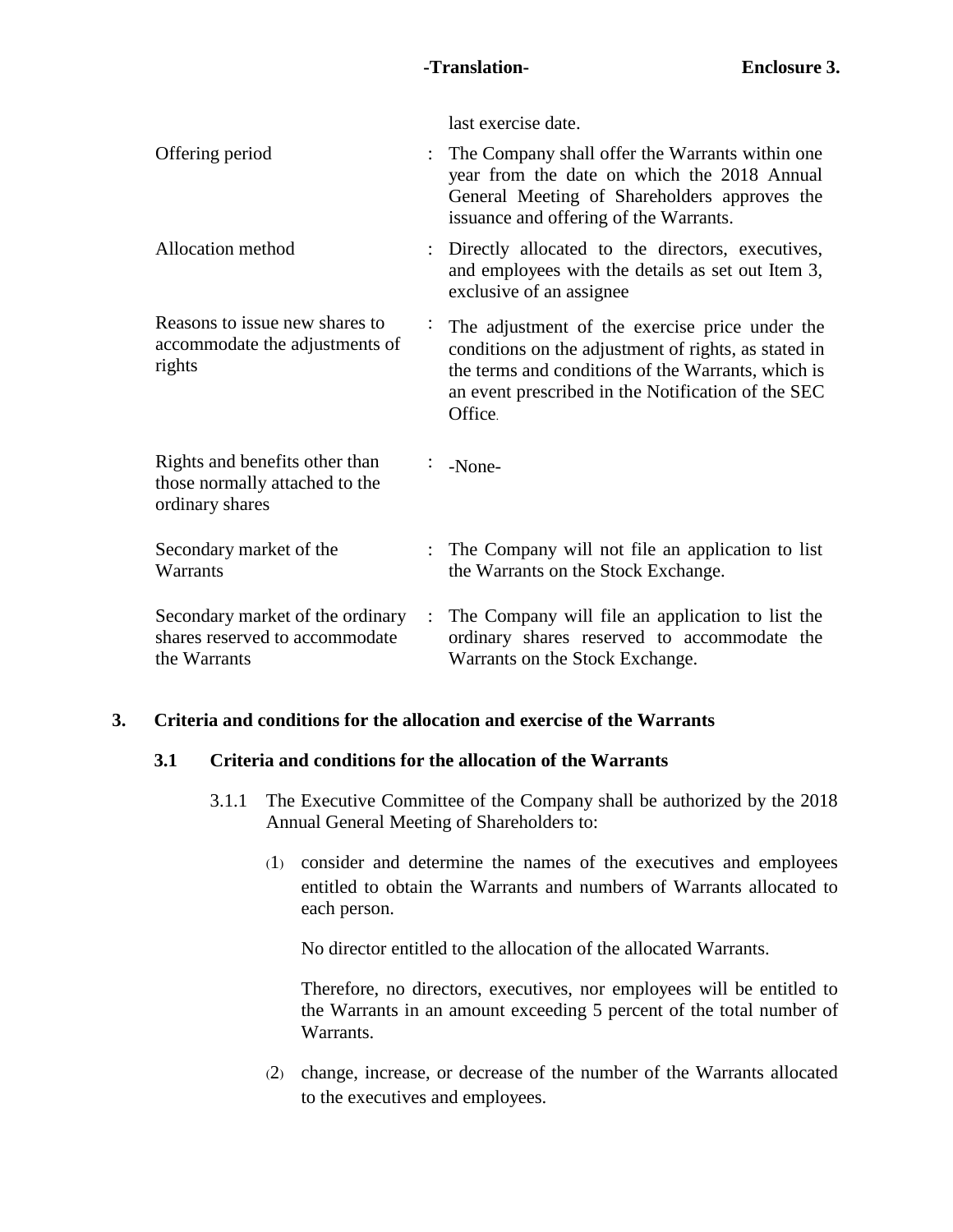| | | |
|---|---|---|
| | | last exercise date. |
| Offering period | : | The Company shall offer the Warrants within one year from the date on which the 2018 Annual General Meeting of Shareholders approves the issuance and offering of the Warrants. |
| Allocation method | : | Directly allocated to the directors, executives, and employees with the details as set out Item 3, exclusive of an assignee |
| Reasons to issue new shares to accommodate the adjustments of rights | : | The adjustment of the exercise price under the conditions on the adjustment of rights, as stated in the terms and conditions of the Warrants, which is an event prescribed in the Notification of the SEC Office. |
| Rights and benefits other than those normally attached to the ordinary shares | : | -None- |
| Secondary market of the Warrants | : | The Company will not file an application to list the Warrants on the Stock Exchange. |
| Secondary market of the ordinary shares reserved to accommodate the Warrants | : | The Company will file an application to list the ordinary shares reserved to accommodate the Warrants on the Stock Exchange. |

## 3. Criteria and conditions for the allocation and exercise of the Warrants

### 3.1 Criteria and conditions for the allocation of the Warrants

3.1.1 The Executive Committee of the Company shall be authorized by the 2018 Annual General Meeting of Shareholders to:

(1) consider and determine the names of the executives and employees entitled to obtain the Warrants and numbers of Warrants allocated to each person.

No director entitled to the allocation of the allocated Warrants.

Therefore, no directors, executives, nor employees will be entitled to the Warrants in an amount exceeding 5 percent of the total number of Warrants.

(2) change, increase, or decrease of the number of the Warrants allocated to the executives and employees.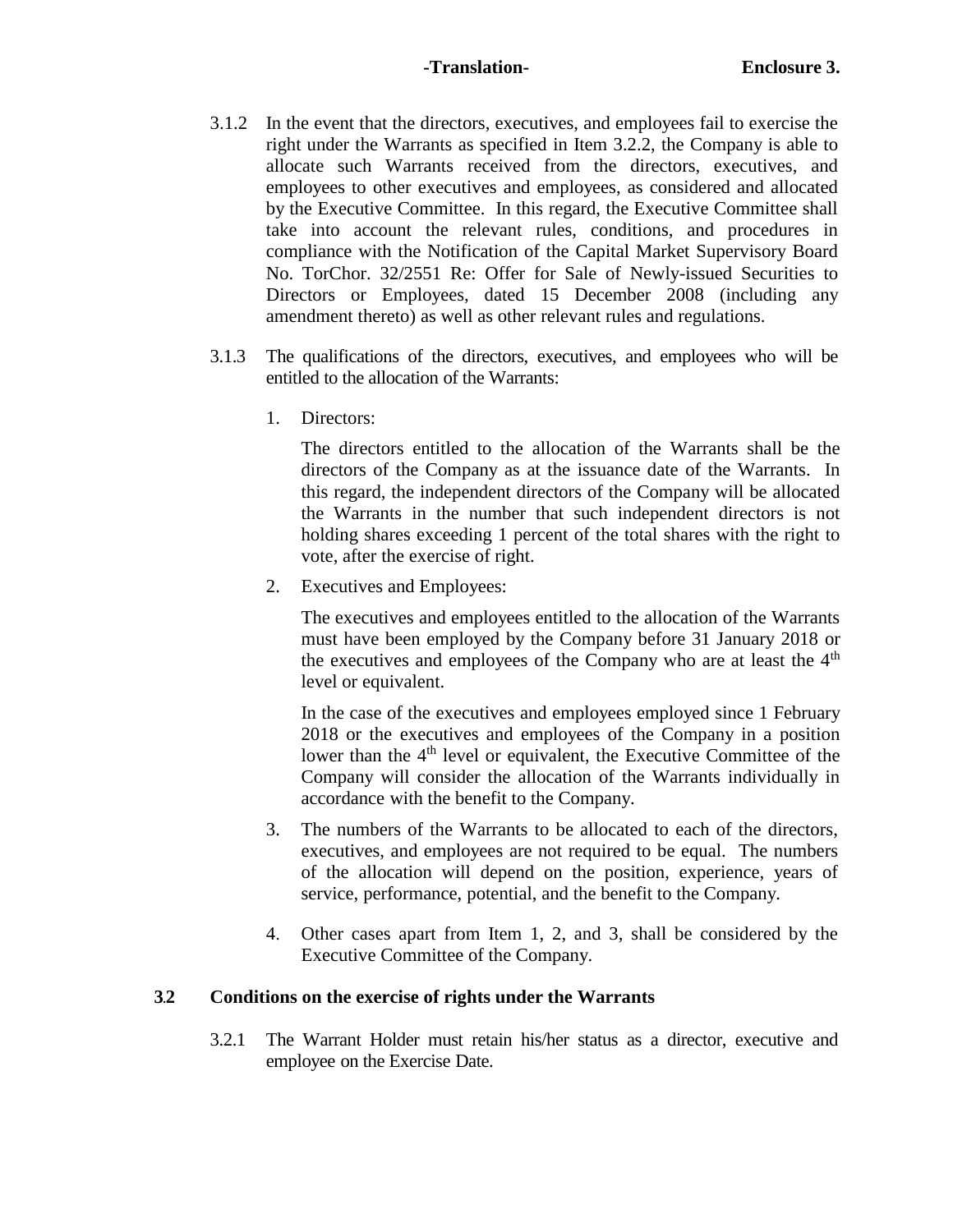3.1.2 In the event that the directors, executives, and employees fail to exercise the right under the Warrants as specified in Item 3.2.2, the Company is able to allocate such Warrants received from the directors, executives, and employees to other executives and employees, as considered and allocated by the Executive Committee. In this regard, the Executive Committee shall take into account the relevant rules, conditions, and procedures in compliance with the Notification of the Capital Market Supervisory Board No. TorChor. 32/2551 Re: Offer for Sale of Newly-issued Securities to Directors or Employees, dated 15 December 2008 (including any amendment thereto) as well as other relevant rules and regulations.

3.1.3 The qualifications of the directors, executives, and employees who will be entitled to the allocation of the Warrants:

1. Directors:

   The directors entitled to the allocation of the Warrants shall be the directors of the Company as at the issuance date of the Warrants. In this regard, the independent directors of the Company will be allocated the Warrants in the number that such independent directors is not holding shares exceeding 1 percent of the total shares with the right to vote, after the exercise of right.

2. Executives and Employees:

   The executives and employees entitled to the allocation of the Warrants must have been employed by the Company before 31 January 2018 or the executives and employees of the Company who are at least the 4th level or equivalent.

   In the case of the executives and employees employed since 1 February 2018 or the executives and employees of the Company in a position lower than the 4th level or equivalent, the Executive Committee of the Company will consider the allocation of the Warrants individually in accordance with the benefit to the Company.

3. The numbers of the Warrants to be allocated to each of the directors, executives, and employees are not required to be equal. The numbers of the allocation will depend on the position, experience, years of service, performance, potential, and the benefit to the Company.

4. Other cases apart from Item 1, 2, and 3, shall be considered by the Executive Committee of the Company.

### 3.2 Conditions on the exercise of rights under the Warrants

3.2.1 The Warrant Holder must retain his/her status as a director, executive and employee on the Exercise Date.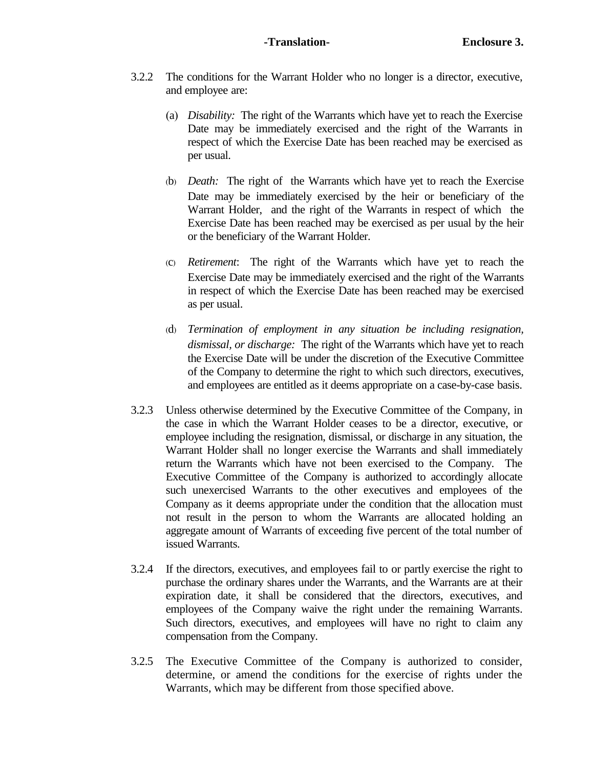**-Translation-** **Enclosure 3.**

3.2.2 The conditions for the Warrant Holder who no longer is a director, executive, and employee are:

(a) *Disability:* The right of the Warrants which have yet to reach the Exercise Date may be immediately exercised and the right of the Warrants in respect of which the Exercise Date has been reached may be exercised as per usual.

(b) *Death:* The right of the Warrants which have yet to reach the Exercise Date may be immediately exercised by the heir or beneficiary of the Warrant Holder, and the right of the Warrants in respect of which the Exercise Date has been reached may be exercised as per usual by the heir or the beneficiary of the Warrant Holder.

(C) *Retirement*: The right of the Warrants which have yet to reach the Exercise Date may be immediately exercised and the right of the Warrants in respect of which the Exercise Date has been reached may be exercised as per usual.

(d) *Termination of employment in any situation be including resignation, dismissal, or discharge:* The right of the Warrants which have yet to reach the Exercise Date will be under the discretion of the Executive Committee of the Company to determine the right to which such directors, executives, and employees are entitled as it deems appropriate on a case-by-case basis.

3.2.3 Unless otherwise determined by the Executive Committee of the Company, in the case in which the Warrant Holder ceases to be a director, executive, or employee including the resignation, dismissal, or discharge in any situation, the Warrant Holder shall no longer exercise the Warrants and shall immediately return the Warrants which have not been exercised to the Company. The Executive Committee of the Company is authorized to accordingly allocate such unexercised Warrants to the other executives and employees of the Company as it deems appropriate under the condition that the allocation must not result in the person to whom the Warrants are allocated holding an aggregate amount of Warrants of exceeding five percent of the total number of issued Warrants.

3.2.4 If the directors, executives, and employees fail to or partly exercise the right to purchase the ordinary shares under the Warrants, and the Warrants are at their expiration date, it shall be considered that the directors, executives, and employees of the Company waive the right under the remaining Warrants. Such directors, executives, and employees will have no right to claim any compensation from the Company.

3.2.5 The Executive Committee of the Company is authorized to consider, determine, or amend the conditions for the exercise of rights under the Warrants, which may be different from those specified above.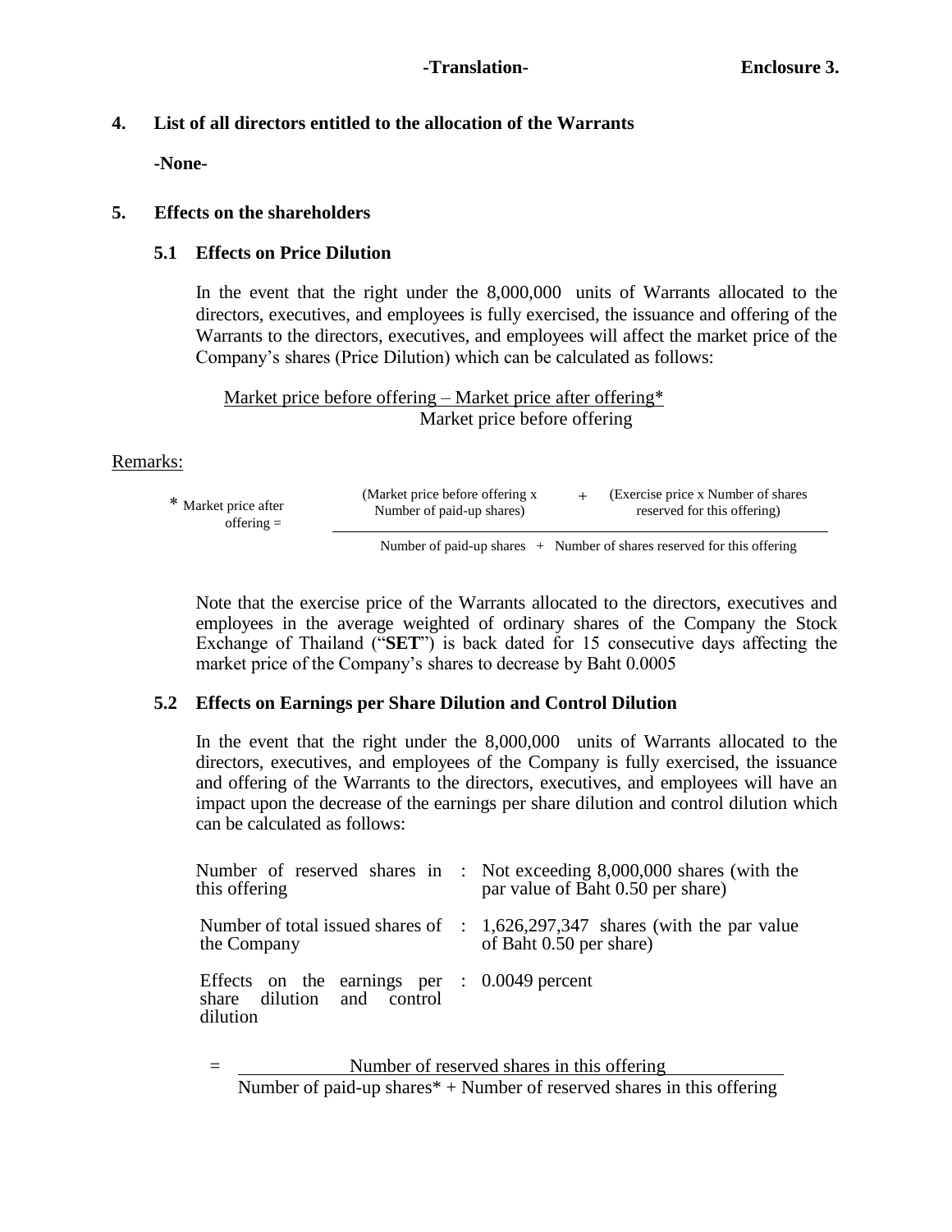-Translation- Enclosure 3.

## 4. List of all directors entitled to the allocation of the Warrants

**-None-**

## 5. Effects on the shareholders

### 5.1 Effects on Price Dilution

In the event that the right under the 8,000,000 units of Warrants allocated to the directors, executives, and employees is fully exercised, the issuance and offering of the Warrants to the directors, executives, and employees will affect the market price of the Company's shares (Price Dilution) which can be calculated as follows:

$$\frac{\text{Market price before offering} - \text{Market price after offering*}}{\text{Market price before offering}}$$

Remarks:

$$\text{* Market price after offering} = \frac{(\text{Market price before offering} \times \text{Number of paid-up shares}) + (\text{Exercise price} \times \text{Number of shares reserved for this offering})}{\text{Number of paid-up shares} + \text{Number of shares reserved for this offering}}$$

Note that the exercise price of the Warrants allocated to the directors, executives and employees in the average weighted of ordinary shares of the Company the Stock Exchange of Thailand ("**SET**") is back dated for 15 consecutive days affecting the market price of the Company's shares to decrease by Baht 0.0005

### 5.2 Effects on Earnings per Share Dilution and Control Dilution

In the event that the right under the 8,000,000 units of Warrants allocated to the directors, executives, and employees of the Company is fully exercised, the issuance and offering of the Warrants to the directors, executives, and employees will have an impact upon the decrease of the earnings per share dilution and control dilution which can be calculated as follows:

| | | |
|---|---|---|
| Number of reserved shares in this offering | : | Not exceeding 8,000,000 shares (with the par value of Baht 0.50 per share) |
| Number of total issued shares of the Company | : | 1,626,297,347 shares (with the par value of Baht 0.50 per share) |
| Effects on the earnings per share dilution and control dilution | : | 0.0049 percent |

$$= \frac{\text{Number of reserved shares in this offering}}{\text{Number of paid-up shares* + Number of reserved shares in this offering}}$$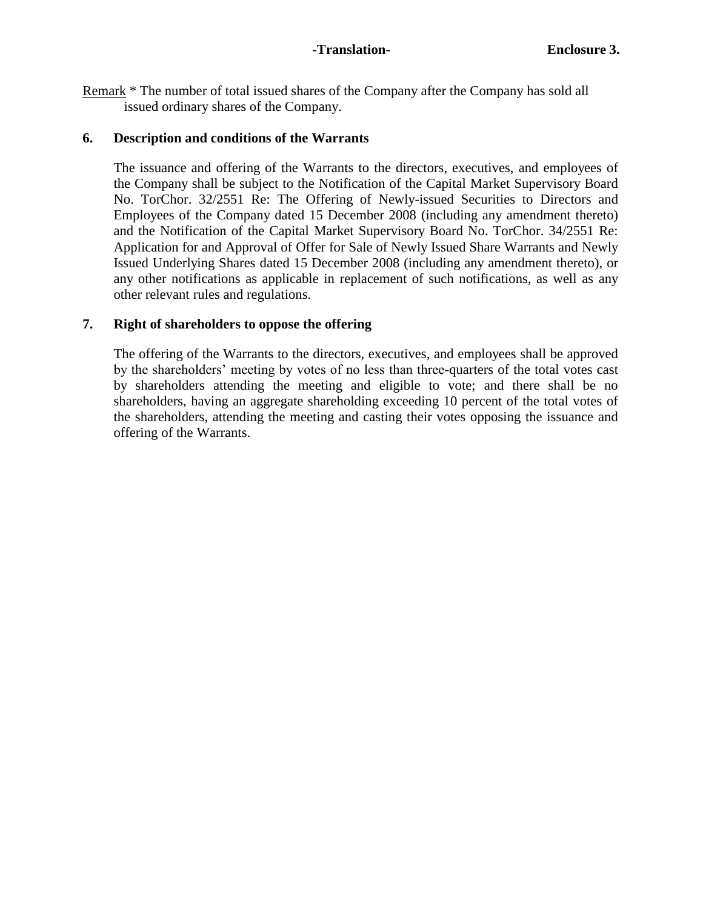-Translation- Enclosure 3.

Remark * The number of total issued shares of the Company after the Company has sold all issued ordinary shares of the Company.

**6. Description and conditions of the Warrants**

The issuance and offering of the Warrants to the directors, executives, and employees of the Company shall be subject to the Notification of the Capital Market Supervisory Board No. TorChor. 32/2551 Re: The Offering of Newly-issued Securities to Directors and Employees of the Company dated 15 December 2008 (including any amendment thereto) and the Notification of the Capital Market Supervisory Board No. TorChor. 34/2551 Re: Application for and Approval of Offer for Sale of Newly Issued Share Warrants and Newly Issued Underlying Shares dated 15 December 2008 (including any amendment thereto), or any other notifications as applicable in replacement of such notifications, as well as any other relevant rules and regulations.

**7. Right of shareholders to oppose the offering**

The offering of the Warrants to the directors, executives, and employees shall be approved by the shareholders' meeting by votes of no less than three-quarters of the total votes cast by shareholders attending the meeting and eligible to vote; and there shall be no shareholders, having an aggregate shareholding exceeding 10 percent of the total votes of the shareholders, attending the meeting and casting their votes opposing the issuance and offering of the Warrants.